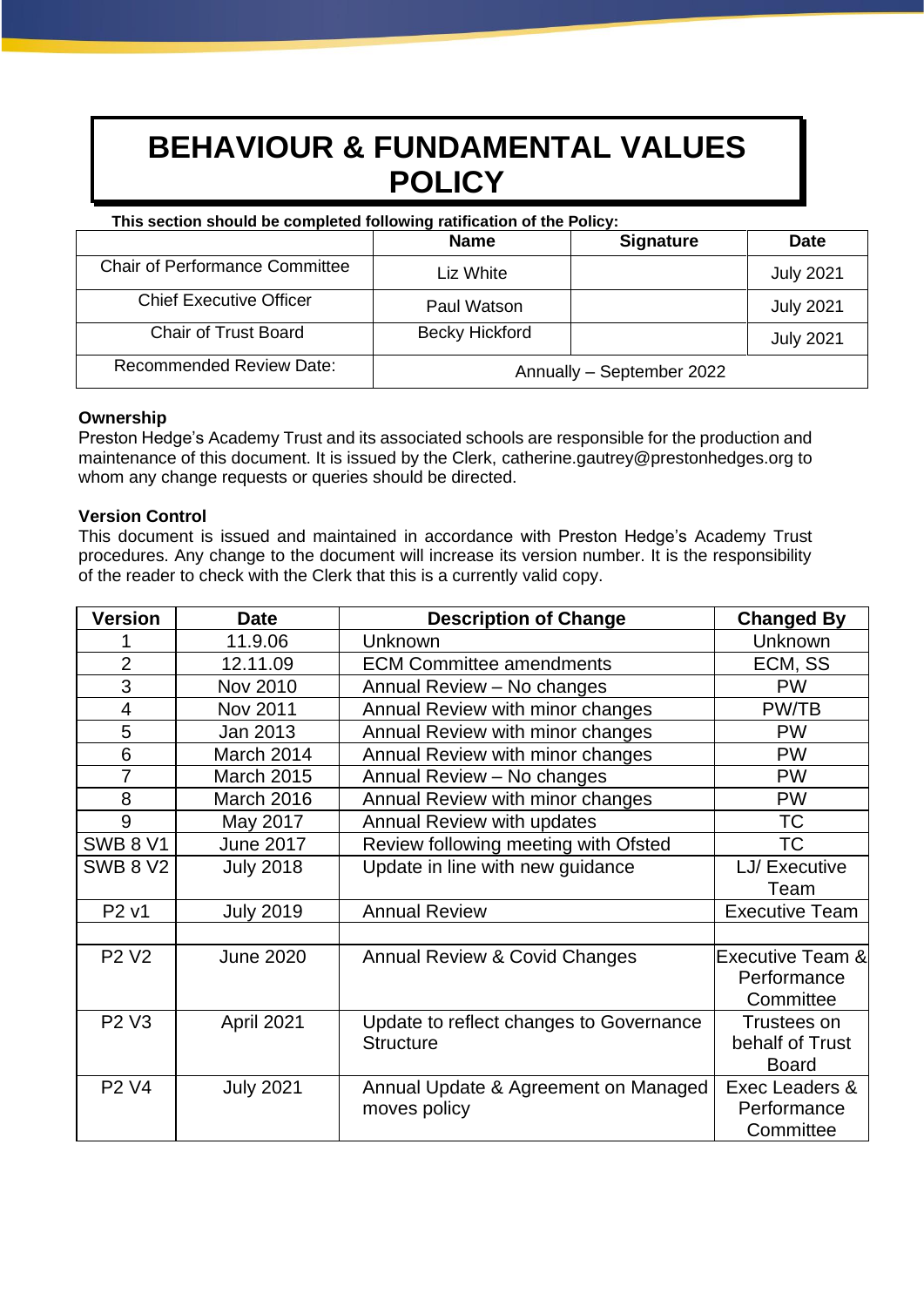# BEHAVIOUR & FUNDAMENTAL VALUES POLICY

**This section should be completed following ratification of the Policy:**

| | Name | Signature | Date |
|---|---|---|---|
| Chair of Performance Committee | Liz White | | July 2021 |
| Chief Executive Officer | Paul Watson | | July 2021 |
| Chair of Trust Board | Becky Hickford | | July 2021 |
| Recommended Review Date: | Annually – September 2022 | | |

**Ownership**
Preston Hedge's Academy Trust and its associated schools are responsible for the production and maintenance of this document. It is issued by the Clerk, catherine.gautrey@prestonhedges.org to whom any change requests or queries should be directed.

**Version Control**
This document is issued and maintained in accordance with Preston Hedge's Academy Trust procedures. Any change to the document will increase its version number. It is the responsibility of the reader to check with the Clerk that this is a currently valid copy.

| Version | Date | Description of Change | Changed By |
|---|---|---|---|
| 1 | 11.9.06 | Unknown | Unknown |
| 2 | 12.11.09 | ECM Committee amendments | ECM, SS |
| 3 | Nov 2010 | Annual Review – No changes | PW |
| 4 | Nov 2011 | Annual Review with minor changes | PW/TB |
| 5 | Jan 2013 | Annual Review with minor changes | PW |
| 6 | March 2014 | Annual Review with minor changes | PW |
| 7 | March 2015 | Annual Review – No changes | PW |
| 8 | March 2016 | Annual Review with minor changes | PW |
| 9 | May 2017 | Annual Review with updates | TC |
| SWB 8 V1 | June 2017 | Review following meeting with Ofsted | TC |
| SWB 8 V2 | July 2018 | Update in line with new guidance | LJ/ Executive Team |
| P2 v1 | July 2019 | Annual Review | Executive Team |
| | | | |
| P2 V2 | June 2020 | Annual Review & Covid Changes | Executive Team & Performance Committee |
| P2 V3 | April 2021 | Update to reflect changes to Governance Structure | Trustees on behalf of Trust Board |
| P2 V4 | July 2021 | Annual Update & Agreement on Managed moves policy | Exec Leaders & Performance Committee |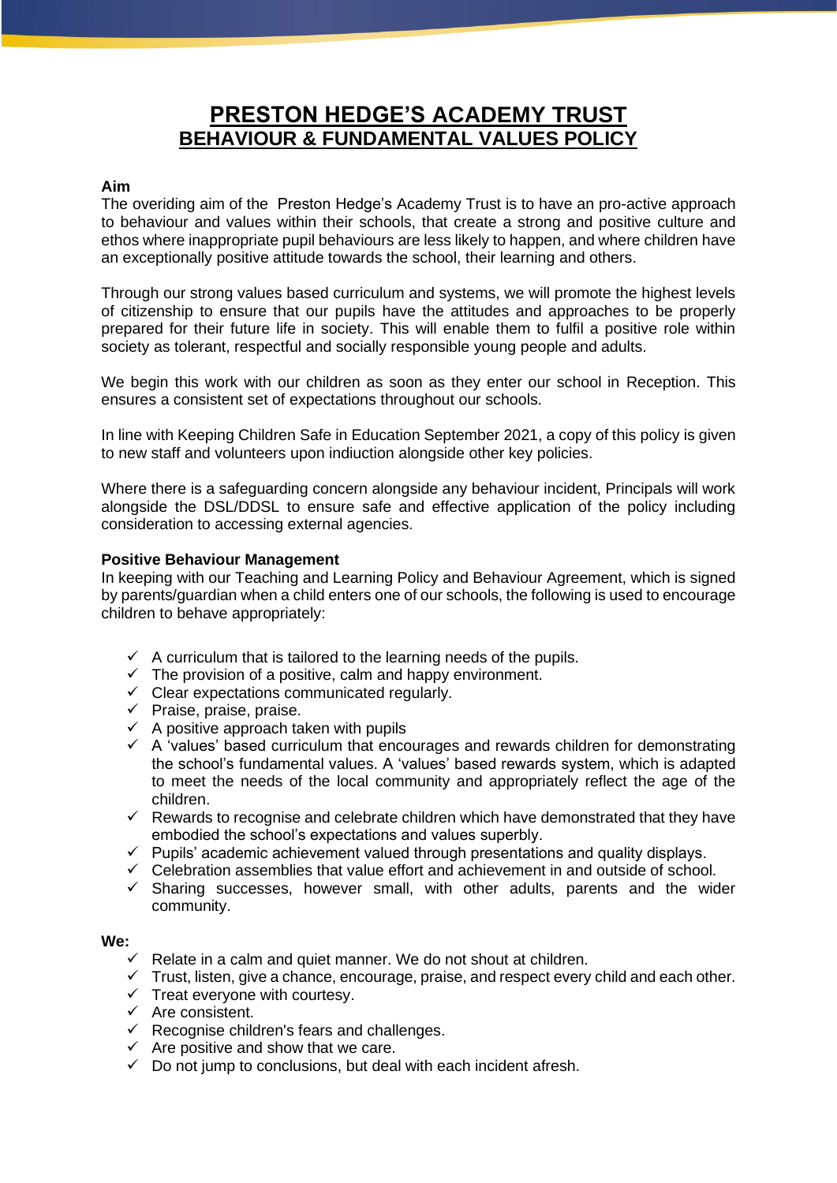# PRESTON HEDGE'S ACADEMY TRUST
## BEHAVIOUR & FUNDAMENTAL VALUES POLICY

**Aim**

The overiding aim of the Preston Hedge's Academy Trust is to have an pro-active approach to behaviour and values within their schools, that create a strong and positive culture and ethos where inappropriate pupil behaviours are less likely to happen, and where children have an exceptionally positive attitude towards the school, their learning and others.

Through our strong values based curriculum and systems, we will promote the highest levels of citizenship to ensure that our pupils have the attitudes and approaches to be properly prepared for their future life in society. This will enable them to fulfil a positive role within society as tolerant, respectful and socially responsible young people and adults.

We begin this work with our children as soon as they enter our school in Reception. This ensures a consistent set of expectations throughout our schools.

In line with Keeping Children Safe in Education September 2021, a copy of this policy is given to new staff and volunteers upon indiuction alongside other key policies.

Where there is a safeguarding concern alongside any behaviour incident, Principals will work alongside the DSL/DDSL to ensure safe and effective application of the policy including consideration to accessing external agencies.

**Positive Behaviour Management**

In keeping with our Teaching and Learning Policy and Behaviour Agreement, which is signed by parents/guardian when a child enters one of our schools, the following is used to encourage children to behave appropriately:

- ✓ A curriculum that is tailored to the learning needs of the pupils.
- ✓ The provision of a positive, calm and happy environment.
- ✓ Clear expectations communicated regularly.
- ✓ Praise, praise, praise.
- ✓ A positive approach taken with pupils
- ✓ A 'values' based curriculum that encourages and rewards children for demonstrating the school's fundamental values. A 'values' based rewards system, which is adapted to meet the needs of the local community and appropriately reflect the age of the children.
- ✓ Rewards to recognise and celebrate children which have demonstrated that they have embodied the school's expectations and values superbly.
- ✓ Pupils' academic achievement valued through presentations and quality displays.
- ✓ Celebration assemblies that value effort and achievement in and outside of school.
- ✓ Sharing successes, however small, with other adults, parents and the wider community.

**We:**

- ✓ Relate in a calm and quiet manner. We do not shout at children.
- ✓ Trust, listen, give a chance, encourage, praise, and respect every child and each other.
- ✓ Treat everyone with courtesy.
- ✓ Are consistent.
- ✓ Recognise children's fears and challenges.
- ✓ Are positive and show that we care.
- ✓ Do not jump to conclusions, but deal with each incident afresh.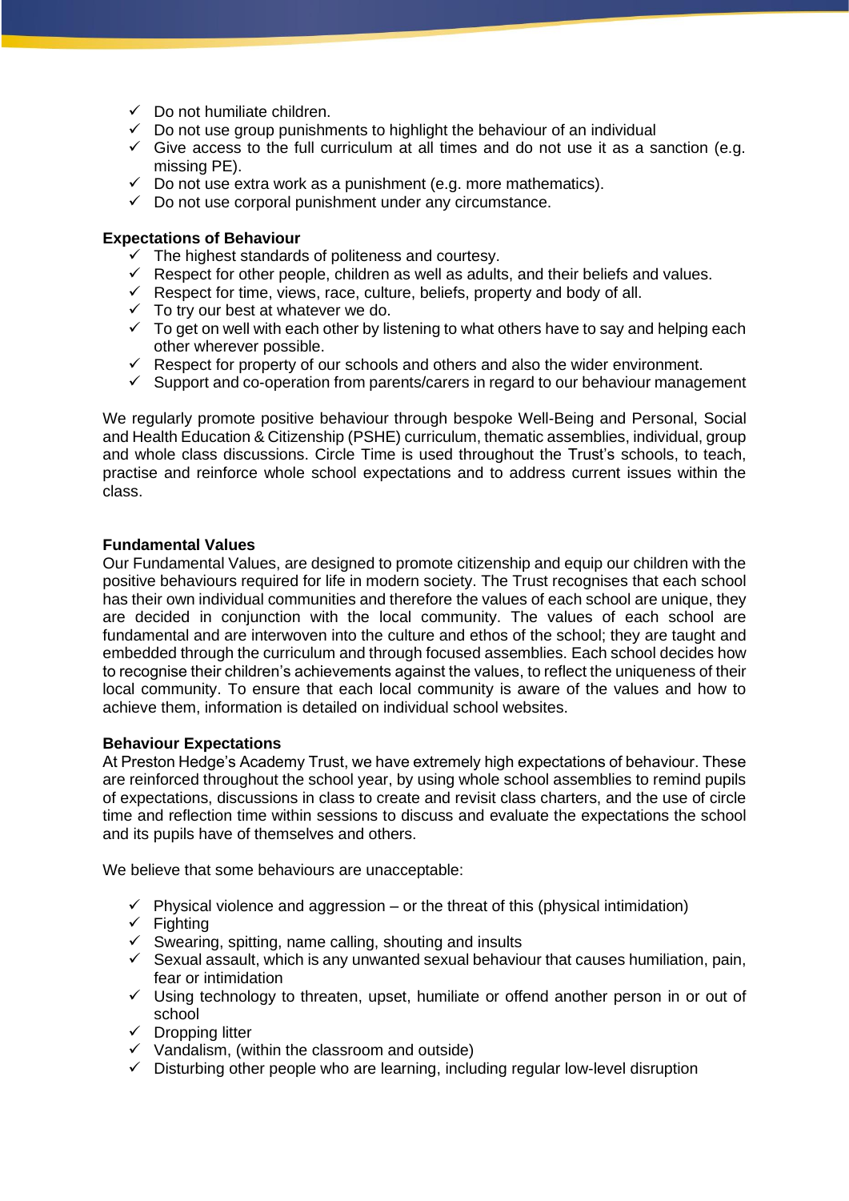- ✓ Do not humiliate children.
- ✓ Do not use group punishments to highlight the behaviour of an individual
- ✓ Give access to the full curriculum at all times and do not use it as a sanction (e.g. missing PE).
- ✓ Do not use extra work as a punishment (e.g. more mathematics).
- ✓ Do not use corporal punishment under any circumstance.

**Expectations of Behaviour**

- ✓ The highest standards of politeness and courtesy.
- ✓ Respect for other people, children as well as adults, and their beliefs and values.
- ✓ Respect for time, views, race, culture, beliefs, property and body of all.
- ✓ To try our best at whatever we do.
- ✓ To get on well with each other by listening to what others have to say and helping each other wherever possible.
- ✓ Respect for property of our schools and others and also the wider environment.
- ✓ Support and co-operation from parents/carers in regard to our behaviour management

We regularly promote positive behaviour through bespoke Well-Being and Personal, Social and Health Education & Citizenship (PSHE) curriculum, thematic assemblies, individual, group and whole class discussions. Circle Time is used throughout the Trust's schools, to teach, practise and reinforce whole school expectations and to address current issues within the class.

**Fundamental Values**

Our Fundamental Values, are designed to promote citizenship and equip our children with the positive behaviours required for life in modern society. The Trust recognises that each school has their own individual communities and therefore the values of each school are unique, they are decided in conjunction with the local community. The values of each school are fundamental and are interwoven into the culture and ethos of the school; they are taught and embedded through the curriculum and through focused assemblies. Each school decides how to recognise their children's achievements against the values, to reflect the uniqueness of their local community. To ensure that each local community is aware of the values and how to achieve them, information is detailed on individual school websites.

**Behaviour Expectations**

At Preston Hedge's Academy Trust, we have extremely high expectations of behaviour. These are reinforced throughout the school year, by using whole school assemblies to remind pupils of expectations, discussions in class to create and revisit class charters, and the use of circle time and reflection time within sessions to discuss and evaluate the expectations the school and its pupils have of themselves and others.

We believe that some behaviours are unacceptable:

- ✓ Physical violence and aggression – or the threat of this (physical intimidation)
- ✓ Fighting
- ✓ Swearing, spitting, name calling, shouting and insults
- ✓ Sexual assault, which is any unwanted sexual behaviour that causes humiliation, pain, fear or intimidation
- ✓ Using technology to threaten, upset, humiliate or offend another person in or out of school
- ✓ Dropping litter
- ✓ Vandalism, (within the classroom and outside)
- ✓ Disturbing other people who are learning, including regular low-level disruption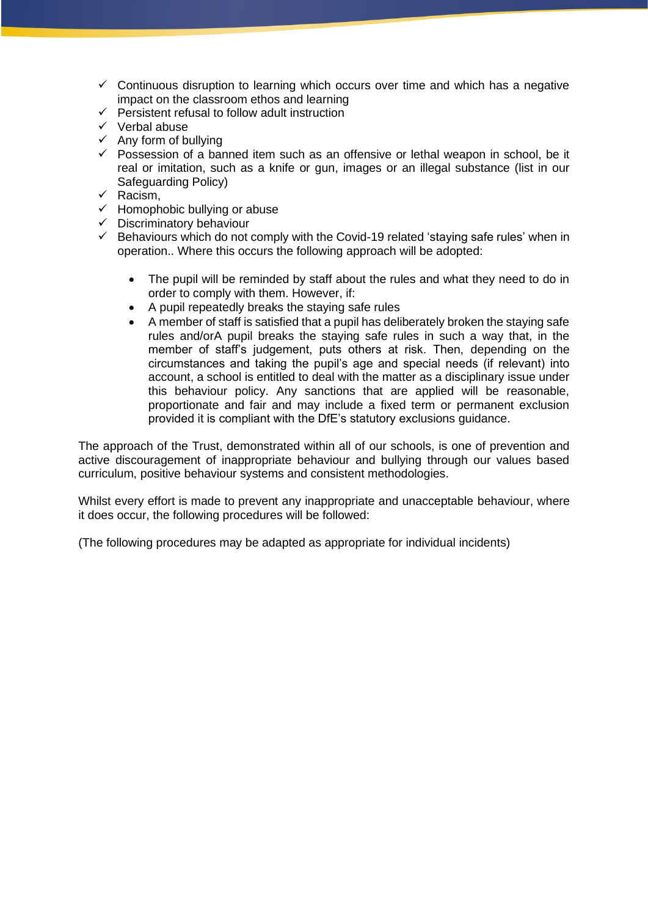- ✓ Continuous disruption to learning which occurs over time and which has a negative impact on the classroom ethos and learning
- ✓ Persistent refusal to follow adult instruction
- ✓ Verbal abuse
- ✓ Any form of bullying
- ✓ Possession of a banned item such as an offensive or lethal weapon in school, be it real or imitation, such as a knife or gun, images or an illegal substance (list in our Safeguarding Policy)
- ✓ Racism,
- ✓ Homophobic bullying or abuse
- ✓ Discriminatory behaviour
- ✓ Behaviours which do not comply with the Covid-19 related 'staying safe rules' when in operation.. Where this occurs the following approach will be adopted:

    - The pupil will be reminded by staff about the rules and what they need to do in order to comply with them. However, if:
    - A pupil repeatedly breaks the staying safe rules
    - A member of staff is satisfied that a pupil has deliberately broken the staying safe rules and/orA pupil breaks the staying safe rules in such a way that, in the member of staff's judgement, puts others at risk. Then, depending on the circumstances and taking the pupil's age and special needs (if relevant) into account, a school is entitled to deal with the matter as a disciplinary issue under this behaviour policy. Any sanctions that are applied will be reasonable, proportionate and fair and may include a fixed term or permanent exclusion provided it is compliant with the DfE's statutory exclusions guidance.

The approach of the Trust, demonstrated within all of our schools, is one of prevention and active discouragement of inappropriate behaviour and bullying through our values based curriculum, positive behaviour systems and consistent methodologies.

Whilst every effort is made to prevent any inappropriate and unacceptable behaviour, where it does occur, the following procedures will be followed:

(The following procedures may be adapted as appropriate for individual incidents)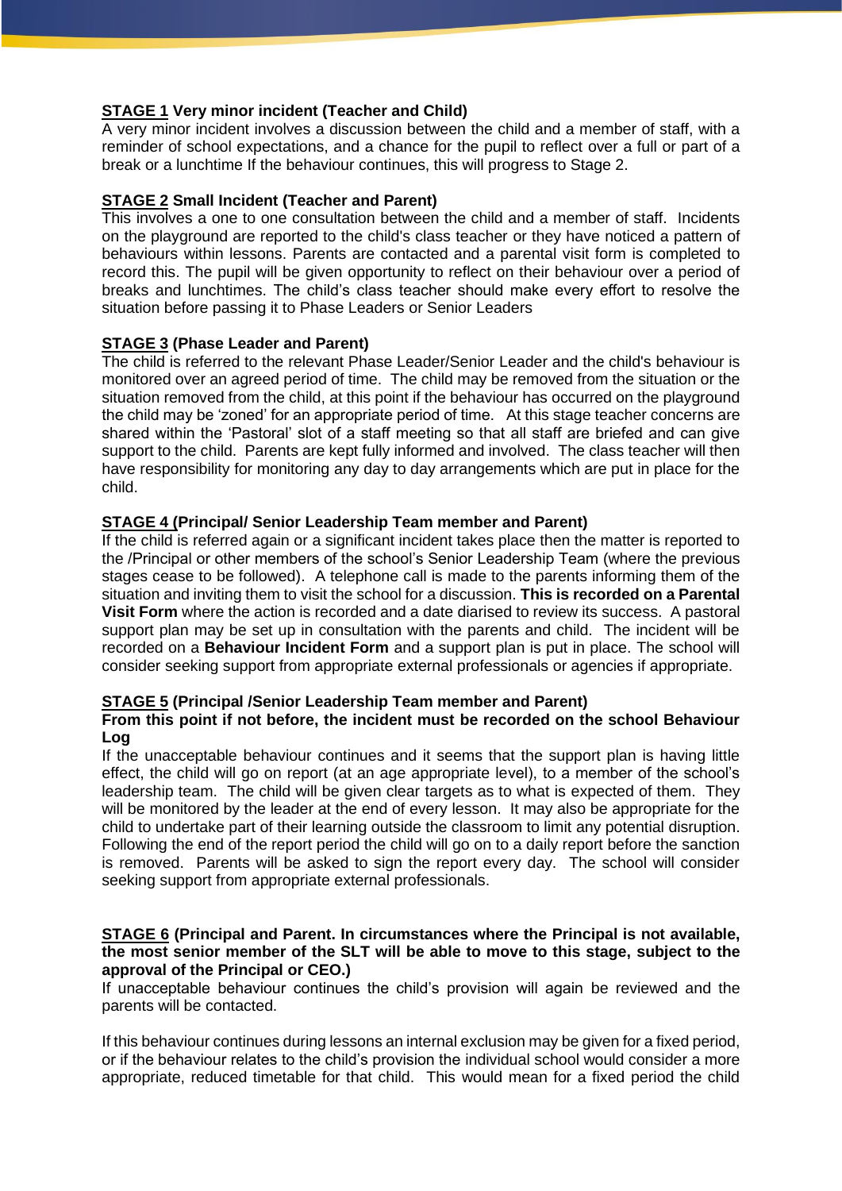**STAGE 1 Very minor incident (Teacher and Child)**

A very minor incident involves a discussion between the child and a member of staff, with a reminder of school expectations, and a chance for the pupil to reflect over a full or part of a break or a lunchtime If the behaviour continues, this will progress to Stage 2.

**STAGE 2 Small Incident (Teacher and Parent)**

This involves a one to one consultation between the child and a member of staff. Incidents on the playground are reported to the child's class teacher or they have noticed a pattern of behaviours within lessons. Parents are contacted and a parental visit form is completed to record this. The pupil will be given opportunity to reflect on their behaviour over a period of breaks and lunchtimes. The child's class teacher should make every effort to resolve the situation before passing it to Phase Leaders or Senior Leaders

**STAGE 3 (Phase Leader and Parent)**

The child is referred to the relevant Phase Leader/Senior Leader and the child's behaviour is monitored over an agreed period of time. The child may be removed from the situation or the situation removed from the child, at this point if the behaviour has occurred on the playground the child may be 'zoned' for an appropriate period of time. At this stage teacher concerns are shared within the 'Pastoral' slot of a staff meeting so that all staff are briefed and can give support to the child. Parents are kept fully informed and involved. The class teacher will then have responsibility for monitoring any day to day arrangements which are put in place for the child.

**STAGE 4 (Principal/ Senior Leadership Team member and Parent)**

If the child is referred again or a significant incident takes place then the matter is reported to the /Principal or other members of the school's Senior Leadership Team (where the previous stages cease to be followed). A telephone call is made to the parents informing them of the situation and inviting them to visit the school for a discussion. **This is recorded on a Parental Visit Form** where the action is recorded and a date diarised to review its success. A pastoral support plan may be set up in consultation with the parents and child. The incident will be recorded on a **Behaviour Incident Form** and a support plan is put in place. The school will consider seeking support from appropriate external professionals or agencies if appropriate.

**STAGE 5 (Principal /Senior Leadership Team member and Parent)**

**From this point if not before, the incident must be recorded on the school Behaviour Log**

If the unacceptable behaviour continues and it seems that the support plan is having little effect, the child will go on report (at an age appropriate level), to a member of the school's leadership team. The child will be given clear targets as to what is expected of them. They will be monitored by the leader at the end of every lesson. It may also be appropriate for the child to undertake part of their learning outside the classroom to limit any potential disruption. Following the end of the report period the child will go on to a daily report before the sanction is removed. Parents will be asked to sign the report every day. The school will consider seeking support from appropriate external professionals.

**STAGE 6 (Principal and Parent. In circumstances where the Principal is not available, the most senior member of the SLT will be able to move to this stage, subject to the approval of the Principal or CEO.)**

If unacceptable behaviour continues the child's provision will again be reviewed and the parents will be contacted.

If this behaviour continues during lessons an internal exclusion may be given for a fixed period, or if the behaviour relates to the child's provision the individual school would consider a more appropriate, reduced timetable for that child. This would mean for a fixed period the child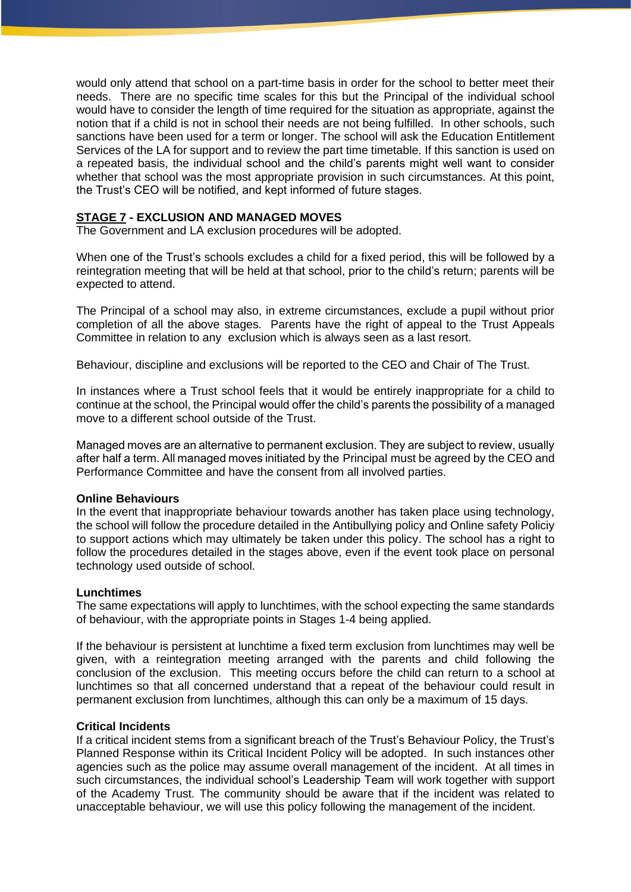would only attend that school on a part-time basis in order for the school to better meet their needs. There are no specific time scales for this but the Principal of the individual school would have to consider the length of time required for the situation as appropriate, against the notion that if a child is not in school their needs are not being fulfilled. In other schools, such sanctions have been used for a term or longer. The school will ask the Education Entitlement Services of the LA for support and to review the part time timetable. If this sanction is used on a repeated basis, the individual school and the child's parents might well want to consider whether that school was the most appropriate provision in such circumstances. At this point, the Trust's CEO will be notified, and kept informed of future stages.

**STAGE 7 - EXCLUSION AND MANAGED MOVES**

The Government and LA exclusion procedures will be adopted.

When one of the Trust's schools excludes a child for a fixed period, this will be followed by a reintegration meeting that will be held at that school, prior to the child's return; parents will be expected to attend.

The Principal of a school may also, in extreme circumstances, exclude a pupil without prior completion of all the above stages. Parents have the right of appeal to the Trust Appeals Committee in relation to any exclusion which is always seen as a last resort.

Behaviour, discipline and exclusions will be reported to the CEO and Chair of The Trust.

In instances where a Trust school feels that it would be entirely inappropriate for a child to continue at the school, the Principal would offer the child's parents the possibility of a managed move to a different school outside of the Trust.

Managed moves are an alternative to permanent exclusion. They are subject to review, usually after half a term. All managed moves initiated by the Principal must be agreed by the CEO and Performance Committee and have the consent from all involved parties.

**Online Behaviours**

In the event that inappropriate behaviour towards another has taken place using technology, the school will follow the procedure detailed in the Antibullying policy and Online safety Policiy to support actions which may ultimately be taken under this policy. The school has a right to follow the procedures detailed in the stages above, even if the event took place on personal technology used outside of school.

**Lunchtimes**

The same expectations will apply to lunchtimes, with the school expecting the same standards of behaviour, with the appropriate points in Stages 1-4 being applied.

If the behaviour is persistent at lunchtime a fixed term exclusion from lunchtimes may well be given, with a reintegration meeting arranged with the parents and child following the conclusion of the exclusion. This meeting occurs before the child can return to a school at lunchtimes so that all concerned understand that a repeat of the behaviour could result in permanent exclusion from lunchtimes, although this can only be a maximum of 15 days.

**Critical Incidents**

If a critical incident stems from a significant breach of the Trust's Behaviour Policy, the Trust's Planned Response within its Critical Incident Policy will be adopted. In such instances other agencies such as the police may assume overall management of the incident. At all times in such circumstances, the individual school's Leadership Team will work together with support of the Academy Trust. The community should be aware that if the incident was related to unacceptable behaviour, we will use this policy following the management of the incident.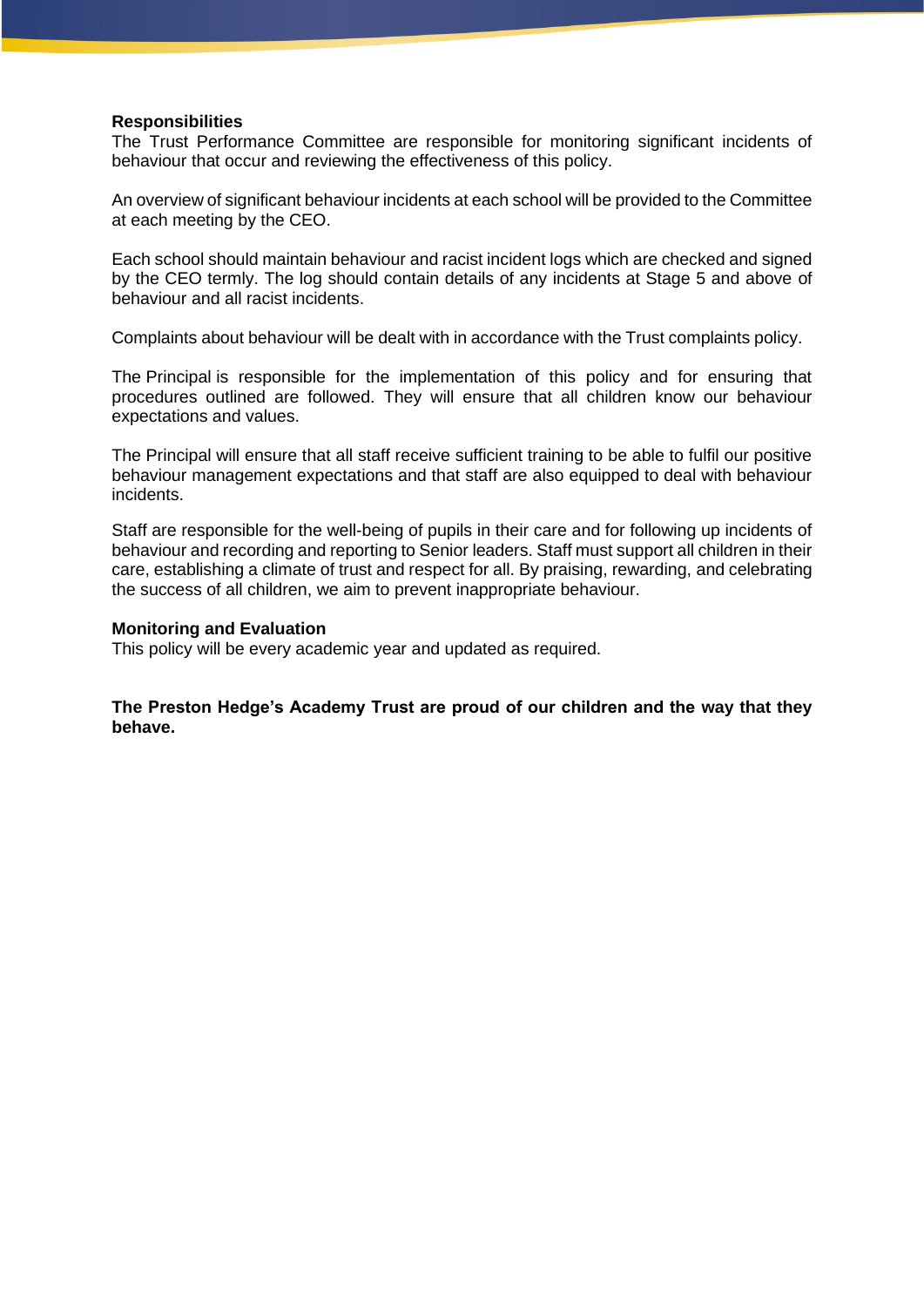**Responsibilities**

The Trust Performance Committee are responsible for monitoring significant incidents of behaviour that occur and reviewing the effectiveness of this policy.

An overview of significant behaviour incidents at each school will be provided to the Committee at each meeting by the CEO.

Each school should maintain behaviour and racist incident logs which are checked and signed by the CEO termly. The log should contain details of any incidents at Stage 5 and above of behaviour and all racist incidents.

Complaints about behaviour will be dealt with in accordance with the Trust complaints policy.

The Principal is responsible for the implementation of this policy and for ensuring that procedures outlined are followed. They will ensure that all children know our behaviour expectations and values.

The Principal will ensure that all staff receive sufficient training to be able to fulfil our positive behaviour management expectations and that staff are also equipped to deal with behaviour incidents.

Staff are responsible for the well-being of pupils in their care and for following up incidents of behaviour and recording and reporting to Senior leaders. Staff must support all children in their care, establishing a climate of trust and respect for all. By praising, rewarding, and celebrating the success of all children, we aim to prevent inappropriate behaviour.

**Monitoring and Evaluation**

This policy will be every academic year and updated as required.

**The Preston Hedge's Academy Trust are proud of our children and the way that they behave.**